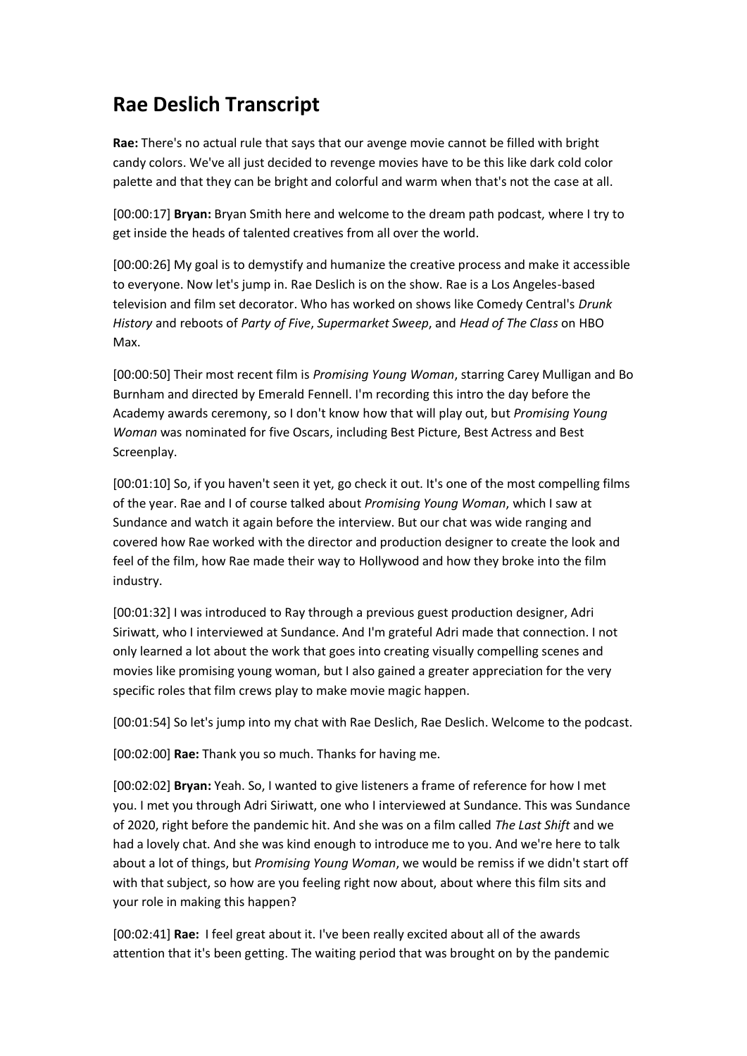# Rae Deslich Transcript

**Rae:** There's no actual rule that says that our avenge movie cannot be filled with bright candy colors. We've all just decided to revenge movies have to be this like dark cold color palette and that they can be bright and colorful and warm when that's not the case at all.

[00:00:17] **Bryan:** Bryan Smith here and welcome to the dream path podcast, where I try to get inside the heads of talented creatives from all over the world.

[00:00:26] My goal is to demystify and humanize the creative process and make it accessible to everyone. Now let's jump in. Rae Deslich is on the show. Rae is a Los Angeles-based television and film set decorator. Who has worked on shows like Comedy Central's *Drunk History* and reboots of *Party of Five*, *Supermarket Sweep*, and *Head of The Class* on HBO Max.

[00:00:50] Their most recent film is *Promising Young Woman*, starring Carey Mulligan and Bo Burnham and directed by Emerald Fennell. I'm recording this intro the day before the Academy awards ceremony, so I don't know how that will play out, but *Promising Young Woman* was nominated for five Oscars, including Best Picture, Best Actress and Best Screenplay.

[00:01:10] So, if you haven't seen it yet, go check it out. It's one of the most compelling films of the year. Rae and I of course talked about *Promising Young Woman*, which I saw at Sundance and watch it again before the interview. But our chat was wide ranging and covered how Rae worked with the director and production designer to create the look and feel of the film, how Rae made their way to Hollywood and how they broke into the film industry.

[00:01:32] I was introduced to Ray through a previous guest production designer, Adri Siriwatt, who I interviewed at Sundance. And I'm grateful Adri made that connection. I not only learned a lot about the work that goes into creating visually compelling scenes and movies like promising young woman, but I also gained a greater appreciation for the very specific roles that film crews play to make movie magic happen.

[00:01:54] So let's jump into my chat with Rae Deslich, Rae Deslich. Welcome to the podcast.

[00:02:00] **Rae:** Thank you so much. Thanks for having me.

[00:02:02] **Bryan:** Yeah. So, I wanted to give listeners a frame of reference for how I met you. I met you through Adri Siriwatt, one who I interviewed at Sundance. This was Sundance of 2020, right before the pandemic hit. And she was on a film called *The Last Shift* and we had a lovely chat. And she was kind enough to introduce me to you. And we're here to talk about a lot of things, but *Promising Young Woman*, we would be remiss if we didn't start off with that subject, so how are you feeling right now about, about where this film sits and your role in making this happen?

[00:02:41] **Rae:** I feel great about it. I've been really excited about all of the awards attention that it's been getting. The waiting period that was brought on by the pandemic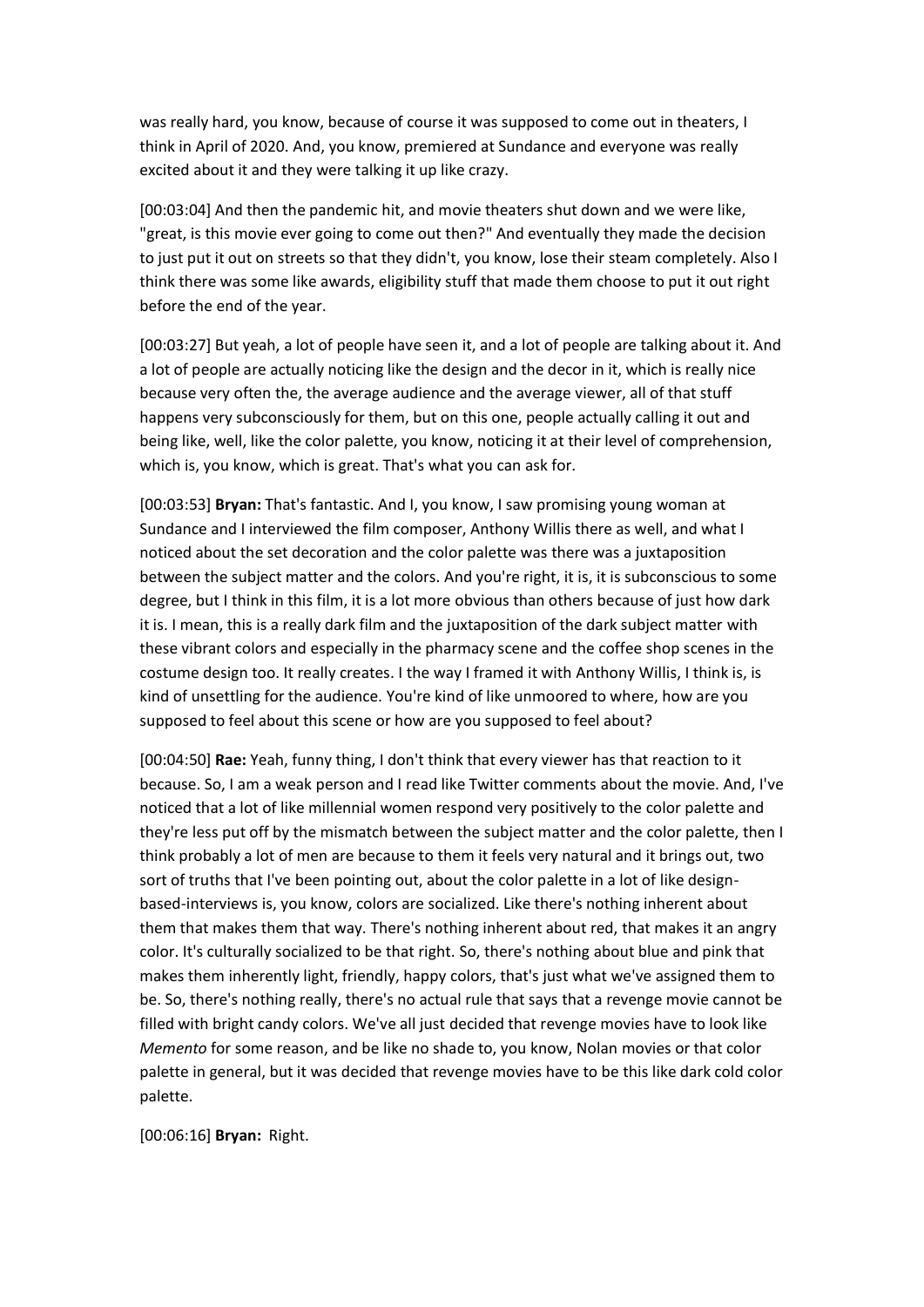was really hard, you know, because of course it was supposed to come out in theaters, I think in April of 2020. And, you know, premiered at Sundance and everyone was really excited about it and they were talking it up like crazy.

[00:03:04] And then the pandemic hit, and movie theaters shut down and we were like, "great, is this movie ever going to come out then?" And eventually they made the decision to just put it out on streets so that they didn't, you know, lose their steam completely. Also I think there was some like awards, eligibility stuff that made them choose to put it out right before the end of the year.

[00:03:27] But yeah, a lot of people have seen it, and a lot of people are talking about it. And a lot of people are actually noticing like the design and the decor in it, which is really nice because very often the, the average audience and the average viewer, all of that stuff happens very subconsciously for them, but on this one, people actually calling it out and being like, well, like the color palette, you know, noticing it at their level of comprehension, which is, you know, which is great. That's what you can ask for.

[00:03:53] **Bryan:** That's fantastic. And I, you know, I saw promising young woman at Sundance and I interviewed the film composer, Anthony Willis there as well, and what I noticed about the set decoration and the color palette was there was a juxtaposition between the subject matter and the colors. And you're right, it is, it is subconscious to some degree, but I think in this film, it is a lot more obvious than others because of just how dark it is. I mean, this is a really dark film and the juxtaposition of the dark subject matter with these vibrant colors and especially in the pharmacy scene and the coffee shop scenes in the costume design too. It really creates. I the way I framed it with Anthony Willis, I think is, is kind of unsettling for the audience. You're kind of like unmoored to where, how are you supposed to feel about this scene or how are you supposed to feel about?

[00:04:50] **Rae:** Yeah, funny thing, I don't think that every viewer has that reaction to it because. So, I am a weak person and I read like Twitter comments about the movie. And, I've noticed that a lot of like millennial women respond very positively to the color palette and they're less put off by the mismatch between the subject matter and the color palette, then I think probably a lot of men are because to them it feels very natural and it brings out, two sort of truths that I've been pointing out, about the color palette in a lot of like design-based-interviews is, you know, colors are socialized. Like there's nothing inherent about them that makes them that way. There's nothing inherent about red, that makes it an angry color. It's culturally socialized to be that right. So, there's nothing about blue and pink that makes them inherently light, friendly, happy colors, that's just what we've assigned them to be. So, there's nothing really, there's no actual rule that says that a revenge movie cannot be filled with bright candy colors. We've all just decided that revenge movies have to look like *Memento* for some reason, and be like no shade to, you know, Nolan movies or that color palette in general, but it was decided that revenge movies have to be this like dark cold color palette.

[00:06:16] **Bryan:** Right.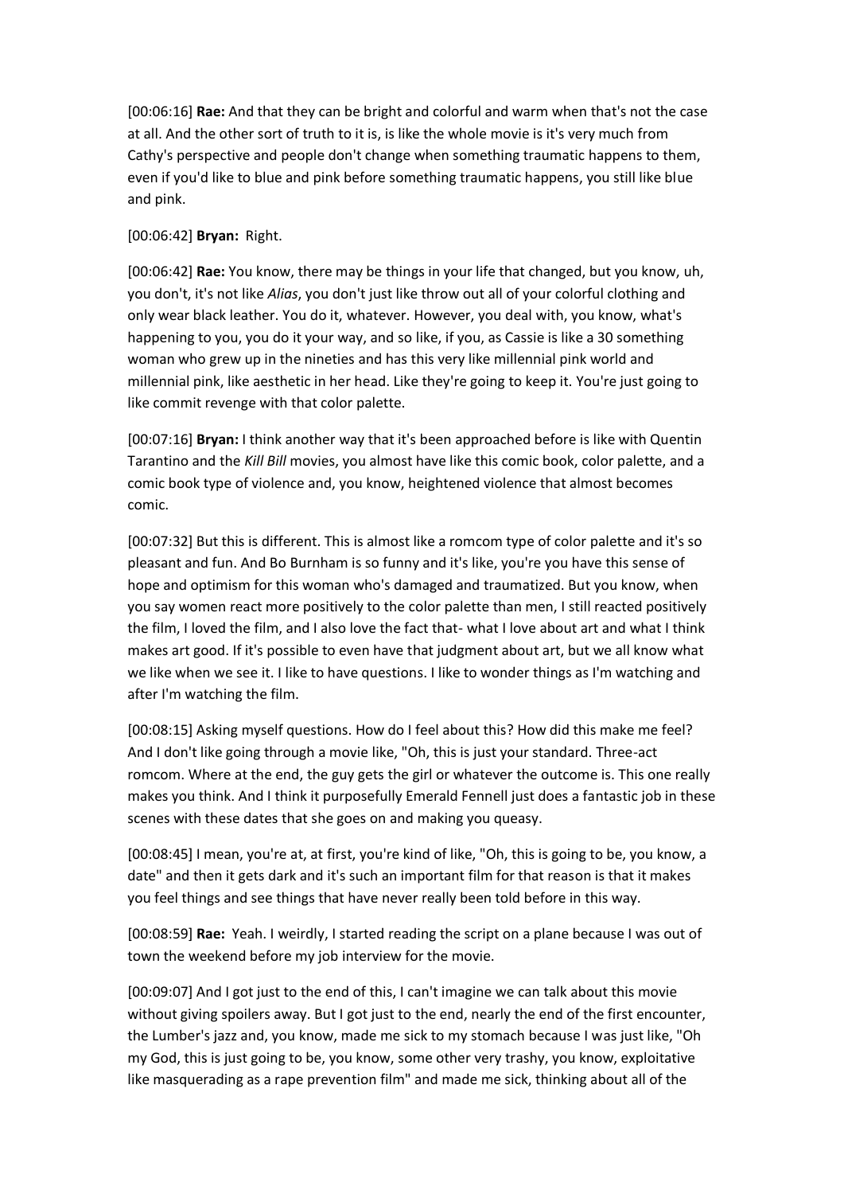[00:06:16] **Rae:** And that they can be bright and colorful and warm when that's not the case at all. And the other sort of truth to it is, is like the whole movie is it's very much from Cathy's perspective and people don't change when something traumatic happens to them, even if you'd like to blue and pink before something traumatic happens, you still like blue and pink.

[00:06:42] **Bryan:** Right.

[00:06:42] **Rae:** You know, there may be things in your life that changed, but you know, uh, you don't, it's not like *Alias*, you don't just like throw out all of your colorful clothing and only wear black leather. You do it, whatever. However, you deal with, you know, what's happening to you, you do it your way, and so like, if you, as Cassie is like a 30 something woman who grew up in the nineties and has this very like millennial pink world and millennial pink, like aesthetic in her head. Like they're going to keep it. You're just going to like commit revenge with that color palette.

[00:07:16] **Bryan:** I think another way that it's been approached before is like with Quentin Tarantino and the *Kill Bill* movies, you almost have like this comic book, color palette, and a comic book type of violence and, you know, heightened violence that almost becomes comic.

[00:07:32] But this is different. This is almost like a romcom type of color palette and it's so pleasant and fun. And Bo Burnham is so funny and it's like, you're you have this sense of hope and optimism for this woman who's damaged and traumatized. But you know, when you say women react more positively to the color palette than men, I still reacted positively the film, I loved the film, and I also love the fact that- what I love about art and what I think makes art good. If it's possible to even have that judgment about art, but we all know what we like when we see it. I like to have questions. I like to wonder things as I'm watching and after I'm watching the film.

[00:08:15] Asking myself questions. How do I feel about this? How did this make me feel? And I don't like going through a movie like, "Oh, this is just your standard. Three-act romcom. Where at the end, the guy gets the girl or whatever the outcome is. This one really makes you think. And I think it purposefully Emerald Fennell just does a fantastic job in these scenes with these dates that she goes on and making you queasy.

[00:08:45] I mean, you're at, at first, you're kind of like, "Oh, this is going to be, you know, a date" and then it gets dark and it's such an important film for that reason is that it makes you feel things and see things that have never really been told before in this way.

[00:08:59] **Rae:** Yeah. I weirdly, I started reading the script on a plane because I was out of town the weekend before my job interview for the movie.

[00:09:07] And I got just to the end of this, I can't imagine we can talk about this movie without giving spoilers away. But I got just to the end, nearly the end of the first encounter, the Lumber's jazz and, you know, made me sick to my stomach because I was just like, "Oh my God, this is just going to be, you know, some other very trashy, you know, exploitative like masquerading as a rape prevention film" and made me sick, thinking about all of the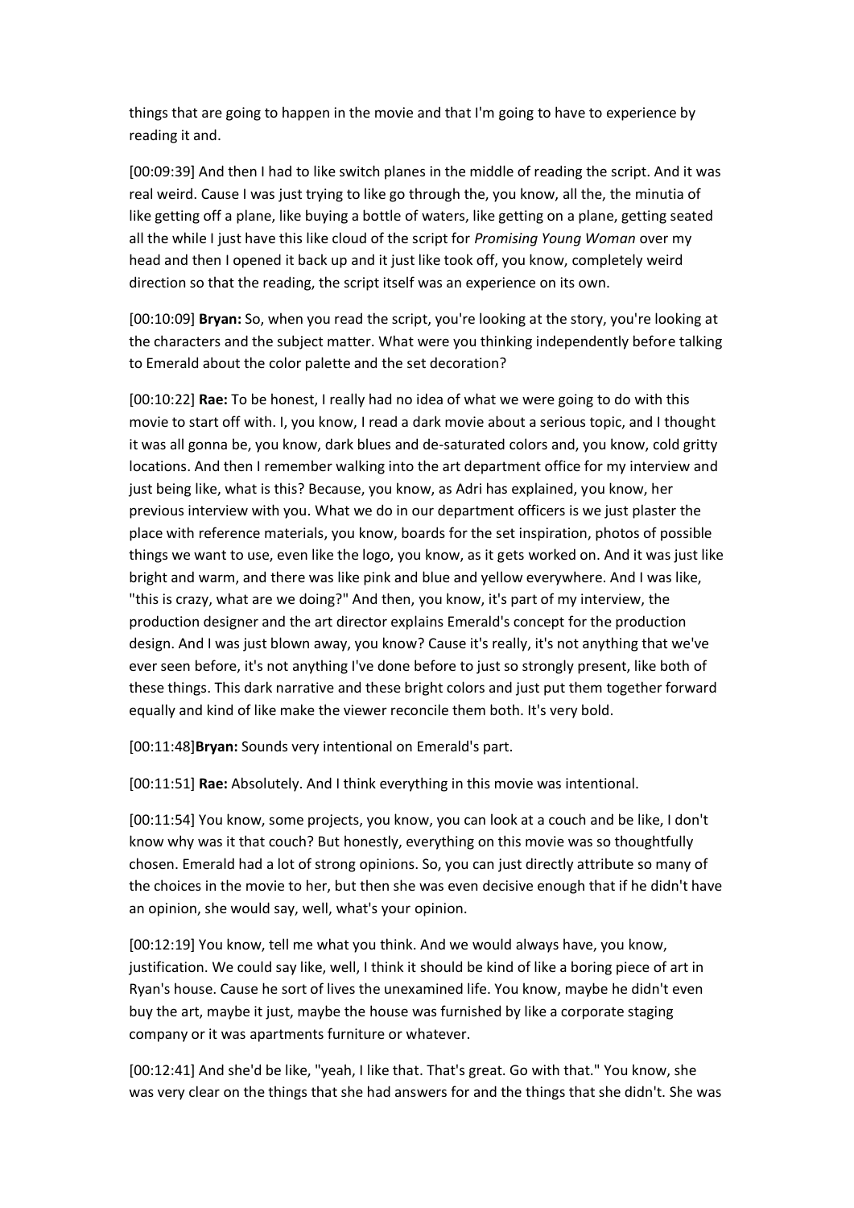things that are going to happen in the movie and that I'm going to have to experience by reading it and.

[00:09:39] And then I had to like switch planes in the middle of reading the script. And it was real weird. Cause I was just trying to like go through the, you know, all the, the minutia of like getting off a plane, like buying a bottle of waters, like getting on a plane, getting seated all the while I just have this like cloud of the script for *Promising Young Woman* over my head and then I opened it back up and it just like took off, you know, completely weird direction so that the reading, the script itself was an experience on its own.

[00:10:09] **Bryan:** So, when you read the script, you're looking at the story, you're looking at the characters and the subject matter. What were you thinking independently before talking to Emerald about the color palette and the set decoration?

[00:10:22] **Rae:** To be honest, I really had no idea of what we were going to do with this movie to start off with. I, you know, I read a dark movie about a serious topic, and I thought it was all gonna be, you know, dark blues and de-saturated colors and, you know, cold gritty locations. And then I remember walking into the art department office for my interview and just being like, what is this? Because, you know, as Adri has explained, you know, her previous interview with you. What we do in our department officers is we just plaster the place with reference materials, you know, boards for the set inspiration, photos of possible things we want to use, even like the logo, you know, as it gets worked on. And it was just like bright and warm, and there was like pink and blue and yellow everywhere. And I was like, "this is crazy, what are we doing?" And then, you know, it's part of my interview, the production designer and the art director explains Emerald's concept for the production design. And I was just blown away, you know? Cause it's really, it's not anything that we've ever seen before, it's not anything I've done before to just so strongly present, like both of these things. This dark narrative and these bright colors and just put them together forward equally and kind of like make the viewer reconcile them both. It's very bold.

[00:11:48]**Bryan:** Sounds very intentional on Emerald's part.

[00:11:51] **Rae:** Absolutely. And I think everything in this movie was intentional.

[00:11:54] You know, some projects, you know, you can look at a couch and be like, I don't know why was it that couch? But honestly, everything on this movie was so thoughtfully chosen. Emerald had a lot of strong opinions. So, you can just directly attribute so many of the choices in the movie to her, but then she was even decisive enough that if he didn't have an opinion, she would say, well, what's your opinion.

[00:12:19] You know, tell me what you think. And we would always have, you know, justification. We could say like, well, I think it should be kind of like a boring piece of art in Ryan's house. Cause he sort of lives the unexamined life. You know, maybe he didn't even buy the art, maybe it just, maybe the house was furnished by like a corporate staging company or it was apartments furniture or whatever.

[00:12:41] And she'd be like, "yeah, I like that. That's great. Go with that." You know, she was very clear on the things that she had answers for and the things that she didn't. She was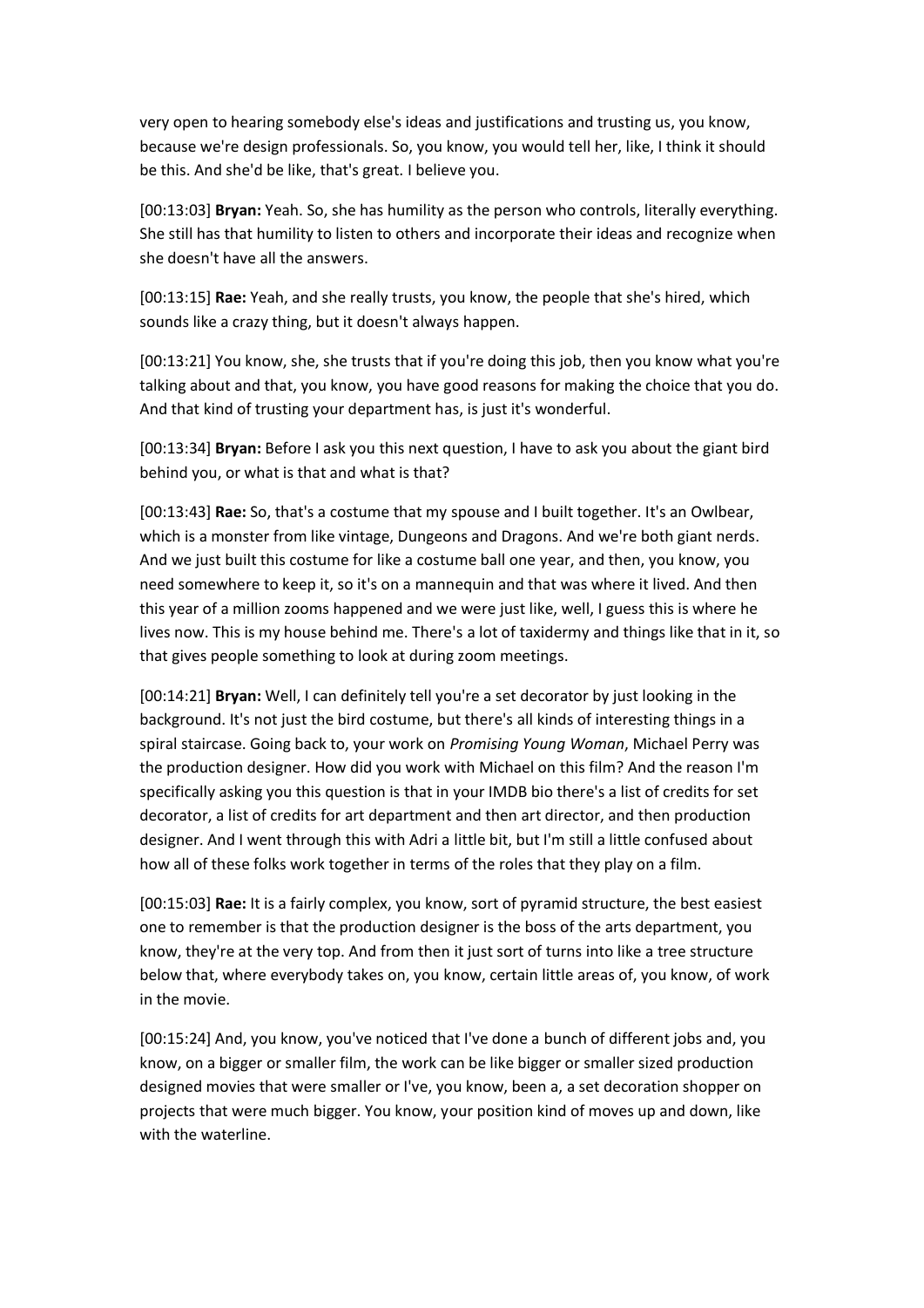very open to hearing somebody else's ideas and justifications and trusting us, you know, because we're design professionals. So, you know, you would tell her, like, I think it should be this. And she'd be like, that's great. I believe you.

[00:13:03] **Bryan:** Yeah. So, she has humility as the person who controls, literally everything. She still has that humility to listen to others and incorporate their ideas and recognize when she doesn't have all the answers.

[00:13:15] **Rae:** Yeah, and she really trusts, you know, the people that she's hired, which sounds like a crazy thing, but it doesn't always happen.

[00:13:21] You know, she, she trusts that if you're doing this job, then you know what you're talking about and that, you know, you have good reasons for making the choice that you do. And that kind of trusting your department has, is just it's wonderful.

[00:13:34] **Bryan:** Before I ask you this next question, I have to ask you about the giant bird behind you, or what is that and what is that?

[00:13:43] **Rae:** So, that's a costume that my spouse and I built together. It's an Owlbear, which is a monster from like vintage, Dungeons and Dragons. And we're both giant nerds. And we just built this costume for like a costume ball one year, and then, you know, you need somewhere to keep it, so it's on a mannequin and that was where it lived. And then this year of a million zooms happened and we were just like, well, I guess this is where he lives now. This is my house behind me. There's a lot of taxidermy and things like that in it, so that gives people something to look at during zoom meetings.

[00:14:21] **Bryan:** Well, I can definitely tell you're a set decorator by just looking in the background. It's not just the bird costume, but there's all kinds of interesting things in a spiral staircase. Going back to, your work on *Promising Young Woman*, Michael Perry was the production designer. How did you work with Michael on this film? And the reason I'm specifically asking you this question is that in your IMDB bio there's a list of credits for set decorator, a list of credits for art department and then art director, and then production designer. And I went through this with Adri a little bit, but I'm still a little confused about how all of these folks work together in terms of the roles that they play on a film.

[00:15:03] **Rae:** It is a fairly complex, you know, sort of pyramid structure, the best easiest one to remember is that the production designer is the boss of the arts department, you know, they're at the very top. And from then it just sort of turns into like a tree structure below that, where everybody takes on, you know, certain little areas of, you know, of work in the movie.

[00:15:24] And, you know, you've noticed that I've done a bunch of different jobs and, you know, on a bigger or smaller film, the work can be like bigger or smaller sized production designed movies that were smaller or I've, you know, been a, a set decoration shopper on projects that were much bigger. You know, your position kind of moves up and down, like with the waterline.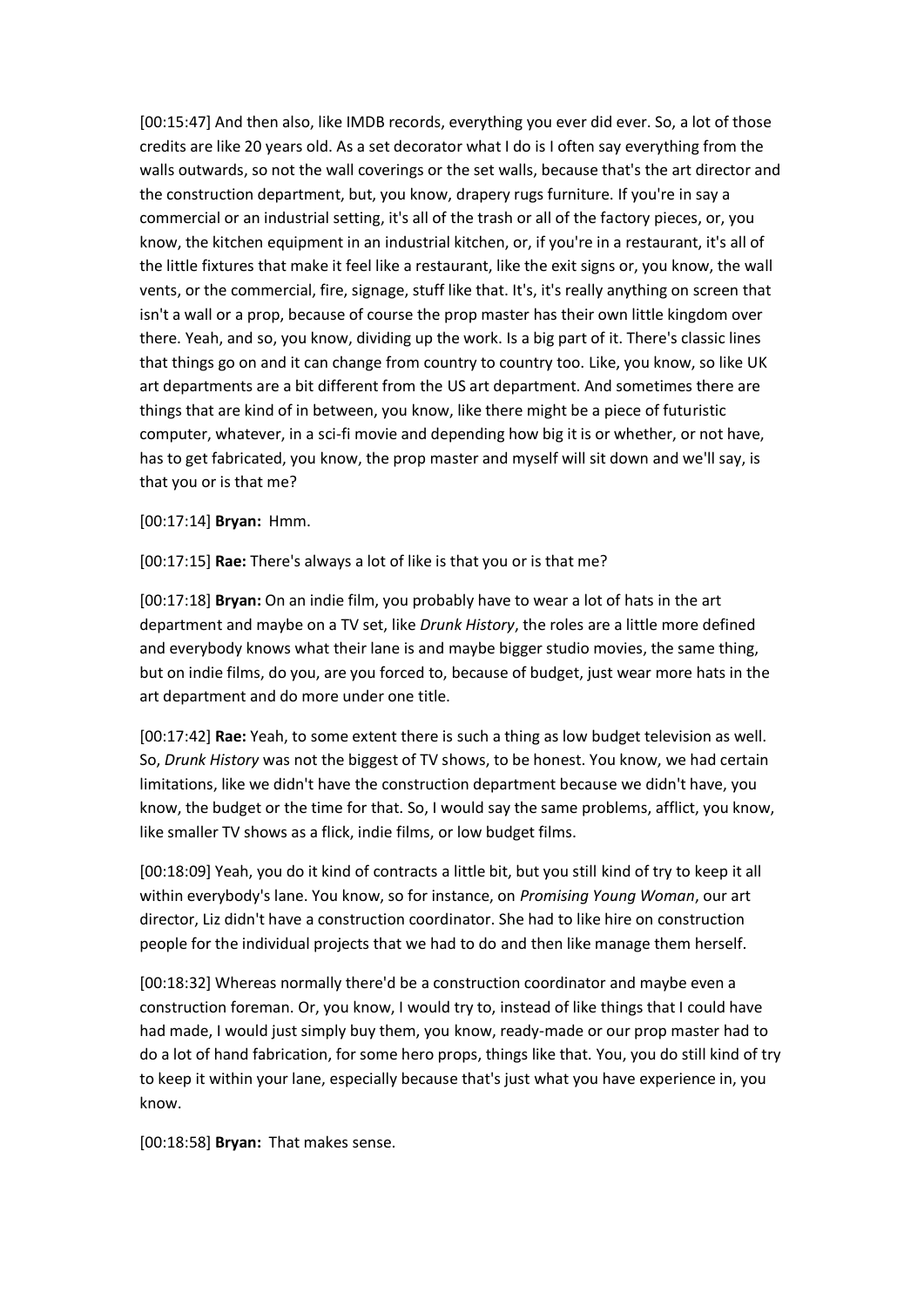[00:15:47] And then also, like IMDB records, everything you ever did ever. So, a lot of those credits are like 20 years old. As a set decorator what I do is I often say everything from the walls outwards, so not the wall coverings or the set walls, because that's the art director and the construction department, but, you know, drapery rugs furniture. If you're in say a commercial or an industrial setting, it's all of the trash or all of the factory pieces, or, you know, the kitchen equipment in an industrial kitchen, or, if you're in a restaurant, it's all of the little fixtures that make it feel like a restaurant, like the exit signs or, you know, the wall vents, or the commercial, fire, signage, stuff like that. It's, it's really anything on screen that isn't a wall or a prop, because of course the prop master has their own little kingdom over there. Yeah, and so, you know, dividing up the work. Is a big part of it. There's classic lines that things go on and it can change from country to country too. Like, you know, so like UK art departments are a bit different from the US art department. And sometimes there are things that are kind of in between, you know, like there might be a piece of futuristic computer, whatever, in a sci-fi movie and depending how big it is or whether, or not have, has to get fabricated, you know, the prop master and myself will sit down and we'll say, is that you or is that me?

[00:17:14] **Bryan:** Hmm.

[00:17:15] **Rae:** There's always a lot of like is that you or is that me?

[00:17:18] **Bryan:** On an indie film, you probably have to wear a lot of hats in the art department and maybe on a TV set, like *Drunk History*, the roles are a little more defined and everybody knows what their lane is and maybe bigger studio movies, the same thing, but on indie films, do you, are you forced to, because of budget, just wear more hats in the art department and do more under one title.

[00:17:42] **Rae:** Yeah, to some extent there is such a thing as low budget television as well. So, *Drunk History* was not the biggest of TV shows, to be honest. You know, we had certain limitations, like we didn't have the construction department because we didn't have, you know, the budget or the time for that. So, I would say the same problems, afflict, you know, like smaller TV shows as a flick, indie films, or low budget films.

[00:18:09] Yeah, you do it kind of contracts a little bit, but you still kind of try to keep it all within everybody's lane. You know, so for instance, on *Promising Young Woman*, our art director, Liz didn't have a construction coordinator. She had to like hire on construction people for the individual projects that we had to do and then like manage them herself.

[00:18:32] Whereas normally there'd be a construction coordinator and maybe even a construction foreman. Or, you know, I would try to, instead of like things that I could have had made, I would just simply buy them, you know, ready-made or our prop master had to do a lot of hand fabrication, for some hero props, things like that. You, you do still kind of try to keep it within your lane, especially because that's just what you have experience in, you know.

[00:18:58] **Bryan:** That makes sense.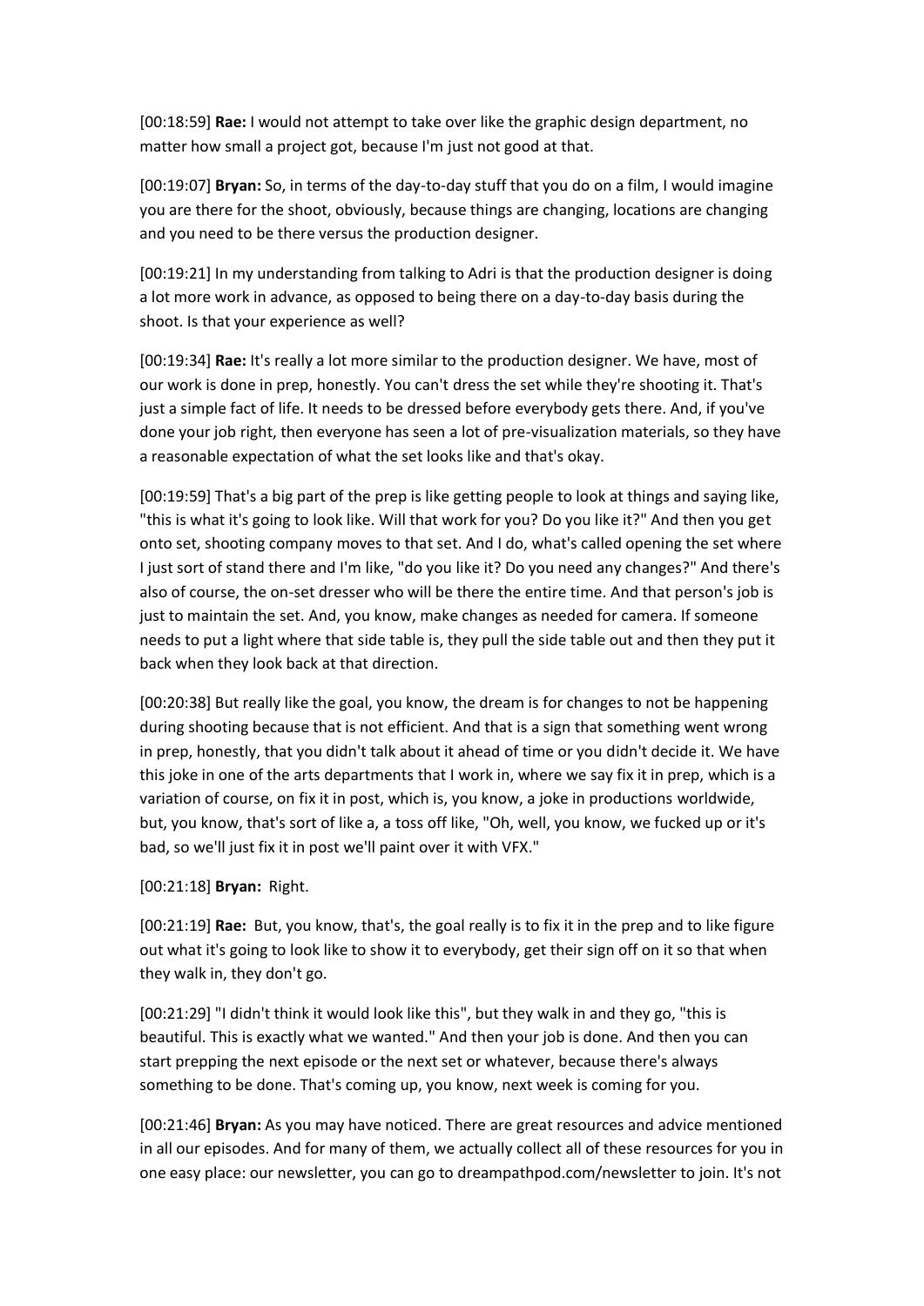[00:18:59] **Rae:** I would not attempt to take over like the graphic design department, no matter how small a project got, because I'm just not good at that.

[00:19:07] **Bryan:** So, in terms of the day-to-day stuff that you do on a film, I would imagine you are there for the shoot, obviously, because things are changing, locations are changing and you need to be there versus the production designer.

[00:19:21] In my understanding from talking to Adri is that the production designer is doing a lot more work in advance, as opposed to being there on a day-to-day basis during the shoot. Is that your experience as well?

[00:19:34] **Rae:** It's really a lot more similar to the production designer. We have, most of our work is done in prep, honestly. You can't dress the set while they're shooting it. That's just a simple fact of life. It needs to be dressed before everybody gets there. And, if you've done your job right, then everyone has seen a lot of pre-visualization materials, so they have a reasonable expectation of what the set looks like and that's okay.

[00:19:59] That's a big part of the prep is like getting people to look at things and saying like, "this is what it's going to look like. Will that work for you? Do you like it?" And then you get onto set, shooting company moves to that set. And I do, what's called opening the set where I just sort of stand there and I'm like, "do you like it? Do you need any changes?" And there's also of course, the on-set dresser who will be there the entire time. And that person's job is just to maintain the set. And, you know, make changes as needed for camera. If someone needs to put a light where that side table is, they pull the side table out and then they put it back when they look back at that direction.

[00:20:38] But really like the goal, you know, the dream is for changes to not be happening during shooting because that is not efficient. And that is a sign that something went wrong in prep, honestly, that you didn't talk about it ahead of time or you didn't decide it. We have this joke in one of the arts departments that I work in, where we say fix it in prep, which is a variation of course, on fix it in post, which is, you know, a joke in productions worldwide, but, you know, that's sort of like a, a toss off like, "Oh, well, you know, we fucked up or it's bad, so we'll just fix it in post we'll paint over it with VFX."

[00:21:18] **Bryan:** Right.

[00:21:19] **Rae:** But, you know, that's, the goal really is to fix it in the prep and to like figure out what it's going to look like to show it to everybody, get their sign off on it so that when they walk in, they don't go.

[00:21:29] "I didn't think it would look like this", but they walk in and they go, "this is beautiful. This is exactly what we wanted." And then your job is done. And then you can start prepping the next episode or the next set or whatever, because there's always something to be done. That's coming up, you know, next week is coming for you.

[00:21:46] **Bryan:** As you may have noticed. There are great resources and advice mentioned in all our episodes. And for many of them, we actually collect all of these resources for you in one easy place: our newsletter, you can go to dreampathpod.com/newsletter to join. It's not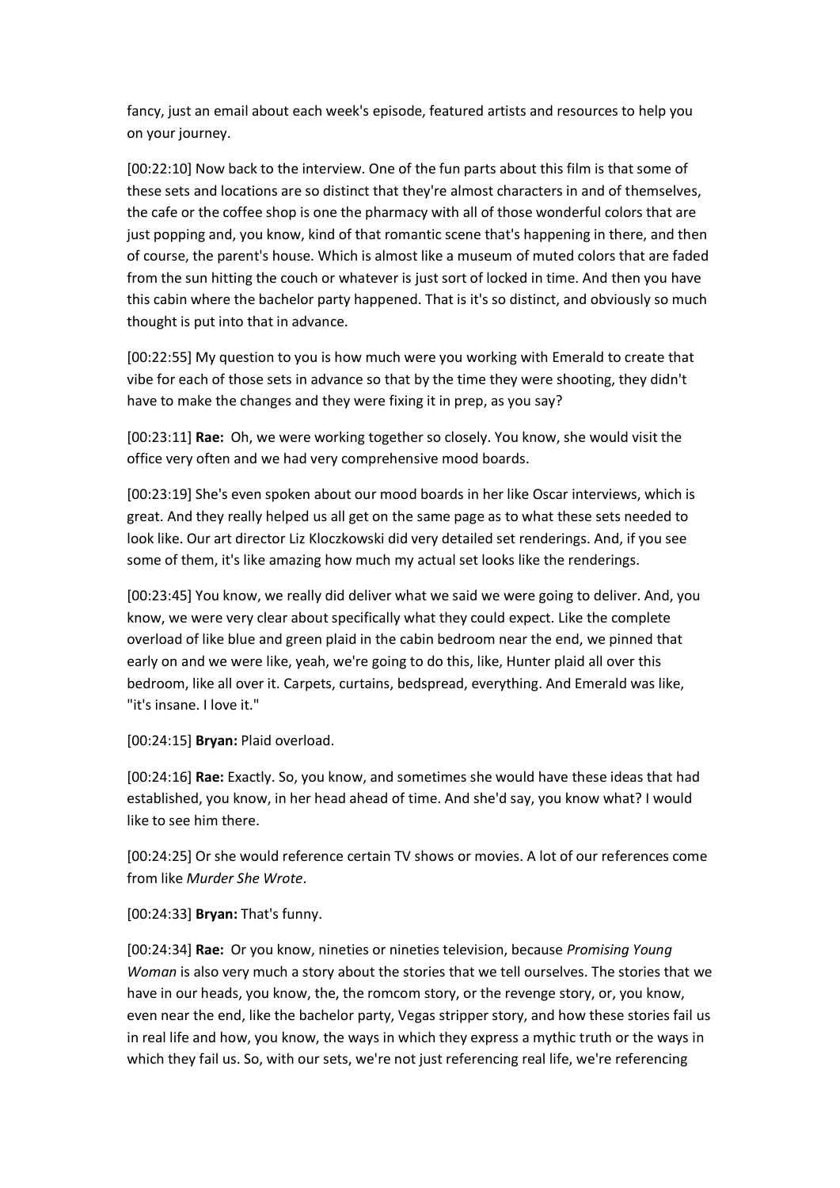fancy, just an email about each week's episode, featured artists and resources to help you on your journey.

[00:22:10] Now back to the interview. One of the fun parts about this film is that some of these sets and locations are so distinct that they're almost characters in and of themselves, the cafe or the coffee shop is one the pharmacy with all of those wonderful colors that are just popping and, you know, kind of that romantic scene that's happening in there, and then of course, the parent's house. Which is almost like a museum of muted colors that are faded from the sun hitting the couch or whatever is just sort of locked in time. And then you have this cabin where the bachelor party happened. That is it's so distinct, and obviously so much thought is put into that in advance.

[00:22:55] My question to you is how much were you working with Emerald to create that vibe for each of those sets in advance so that by the time they were shooting, they didn't have to make the changes and they were fixing it in prep, as you say?

[00:23:11] **Rae:** Oh, we were working together so closely. You know, she would visit the office very often and we had very comprehensive mood boards.

[00:23:19] She's even spoken about our mood boards in her like Oscar interviews, which is great. And they really helped us all get on the same page as to what these sets needed to look like. Our art director Liz Kloczkowski did very detailed set renderings. And, if you see some of them, it's like amazing how much my actual set looks like the renderings.

[00:23:45] You know, we really did deliver what we said we were going to deliver. And, you know, we were very clear about specifically what they could expect. Like the complete overload of like blue and green plaid in the cabin bedroom near the end, we pinned that early on and we were like, yeah, we're going to do this, like, Hunter plaid all over this bedroom, like all over it. Carpets, curtains, bedspread, everything. And Emerald was like, "it's insane. I love it."

[00:24:15] **Bryan:** Plaid overload.

[00:24:16] **Rae:** Exactly. So, you know, and sometimes she would have these ideas that had established, you know, in her head ahead of time. And she'd say, you know what? I would like to see him there.

[00:24:25] Or she would reference certain TV shows or movies. A lot of our references come from like *Murder She Wrote*.

[00:24:33] **Bryan:** That's funny.

[00:24:34] **Rae:** Or you know, nineties or nineties television, because *Promising Young Woman* is also very much a story about the stories that we tell ourselves. The stories that we have in our heads, you know, the, the romcom story, or the revenge story, or, you know, even near the end, like the bachelor party, Vegas stripper story, and how these stories fail us in real life and how, you know, the ways in which they express a mythic truth or the ways in which they fail us. So, with our sets, we're not just referencing real life, we're referencing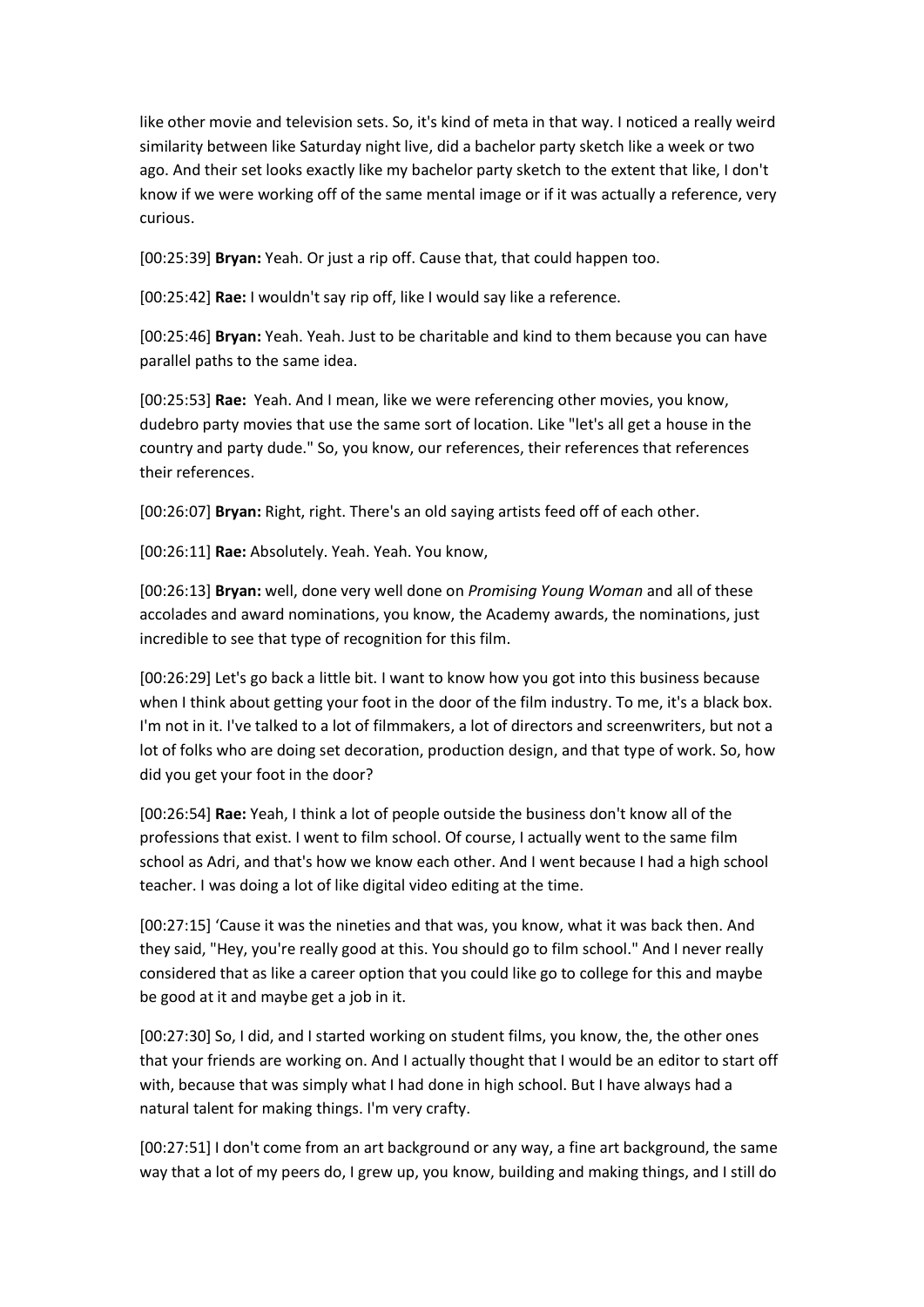like other movie and television sets. So, it's kind of meta in that way. I noticed a really weird similarity between like Saturday night live, did a bachelor party sketch like a week or two ago. And their set looks exactly like my bachelor party sketch to the extent that like, I don't know if we were working off of the same mental image or if it was actually a reference, very curious.

[00:25:39] **Bryan:** Yeah. Or just a rip off. Cause that, that could happen too.

[00:25:42] **Rae:** I wouldn't say rip off, like I would say like a reference.

[00:25:46] **Bryan:** Yeah. Yeah. Just to be charitable and kind to them because you can have parallel paths to the same idea.

[00:25:53] **Rae:** Yeah. And I mean, like we were referencing other movies, you know, dudebro party movies that use the same sort of location. Like "let's all get a house in the country and party dude." So, you know, our references, their references that references their references.

[00:26:07] **Bryan:** Right, right. There's an old saying artists feed off of each other.

[00:26:11] **Rae:** Absolutely. Yeah. Yeah. You know,

[00:26:13] **Bryan:** well, done very well done on *Promising Young Woman* and all of these accolades and award nominations, you know, the Academy awards, the nominations, just incredible to see that type of recognition for this film.

[00:26:29] Let's go back a little bit. I want to know how you got into this business because when I think about getting your foot in the door of the film industry. To me, it's a black box. I'm not in it. I've talked to a lot of filmmakers, a lot of directors and screenwriters, but not a lot of folks who are doing set decoration, production design, and that type of work. So, how did you get your foot in the door?

[00:26:54] **Rae:** Yeah, I think a lot of people outside the business don't know all of the professions that exist. I went to film school. Of course, I actually went to the same film school as Adri, and that's how we know each other. And I went because I had a high school teacher. I was doing a lot of like digital video editing at the time.

[00:27:15] 'Cause it was the nineties and that was, you know, what it was back then. And they said, "Hey, you're really good at this. You should go to film school." And I never really considered that as like a career option that you could like go to college for this and maybe be good at it and maybe get a job in it.

[00:27:30] So, I did, and I started working on student films, you know, the, the other ones that your friends are working on. And I actually thought that I would be an editor to start off with, because that was simply what I had done in high school. But I have always had a natural talent for making things. I'm very crafty.

[00:27:51] I don't come from an art background or any way, a fine art background, the same way that a lot of my peers do, I grew up, you know, building and making things, and I still do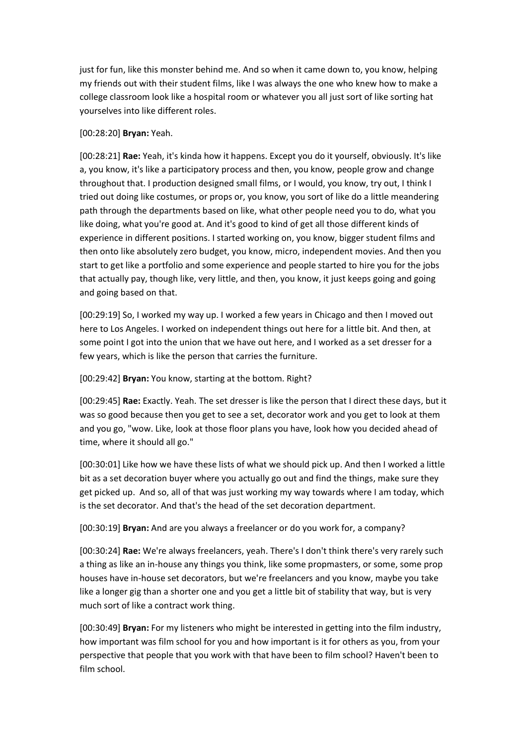just for fun, like this monster behind me. And so when it came down to, you know, helping my friends out with their student films, like I was always the one who knew how to make a college classroom look like a hospital room or whatever you all just sort of like sorting hat yourselves into like different roles.

[00:28:20] **Bryan:** Yeah.

[00:28:21] **Rae:** Yeah, it's kinda how it happens. Except you do it yourself, obviously. It's like a, you know, it's like a participatory process and then, you know, people grow and change throughout that. I production designed small films, or I would, you know, try out, I think I tried out doing like costumes, or props or, you know, you sort of like do a little meandering path through the departments based on like, what other people need you to do, what you like doing, what you're good at. And it's good to kind of get all those different kinds of experience in different positions. I started working on, you know, bigger student films and then onto like absolutely zero budget, you know, micro, independent movies. And then you start to get like a portfolio and some experience and people started to hire you for the jobs that actually pay, though like, very little, and then, you know, it just keeps going and going and going based on that.

[00:29:19] So, I worked my way up. I worked a few years in Chicago and then I moved out here to Los Angeles. I worked on independent things out here for a little bit. And then, at some point I got into the union that we have out here, and I worked as a set dresser for a few years, which is like the person that carries the furniture.

[00:29:42] **Bryan:** You know, starting at the bottom. Right?

[00:29:45] **Rae:** Exactly. Yeah. The set dresser is like the person that I direct these days, but it was so good because then you get to see a set, decorator work and you get to look at them and you go, "wow. Like, look at those floor plans you have, look how you decided ahead of time, where it should all go."

[00:30:01] Like how we have these lists of what we should pick up. And then I worked a little bit as a set decoration buyer where you actually go out and find the things, make sure they get picked up. And so, all of that was just working my way towards where I am today, which is the set decorator. And that's the head of the set decoration department.

[00:30:19] **Bryan:** And are you always a freelancer or do you work for, a company?

[00:30:24] **Rae:** We're always freelancers, yeah. There's I don't think there's very rarely such a thing as like an in-house any things you think, like some propmasters, or some, some prop houses have in-house set decorators, but we're freelancers and you know, maybe you take like a longer gig than a shorter one and you get a little bit of stability that way, but is very much sort of like a contract work thing.

[00:30:49] **Bryan:** For my listeners who might be interested in getting into the film industry, how important was film school for you and how important is it for others as you, from your perspective that people that you work with that have been to film school? Haven't been to film school.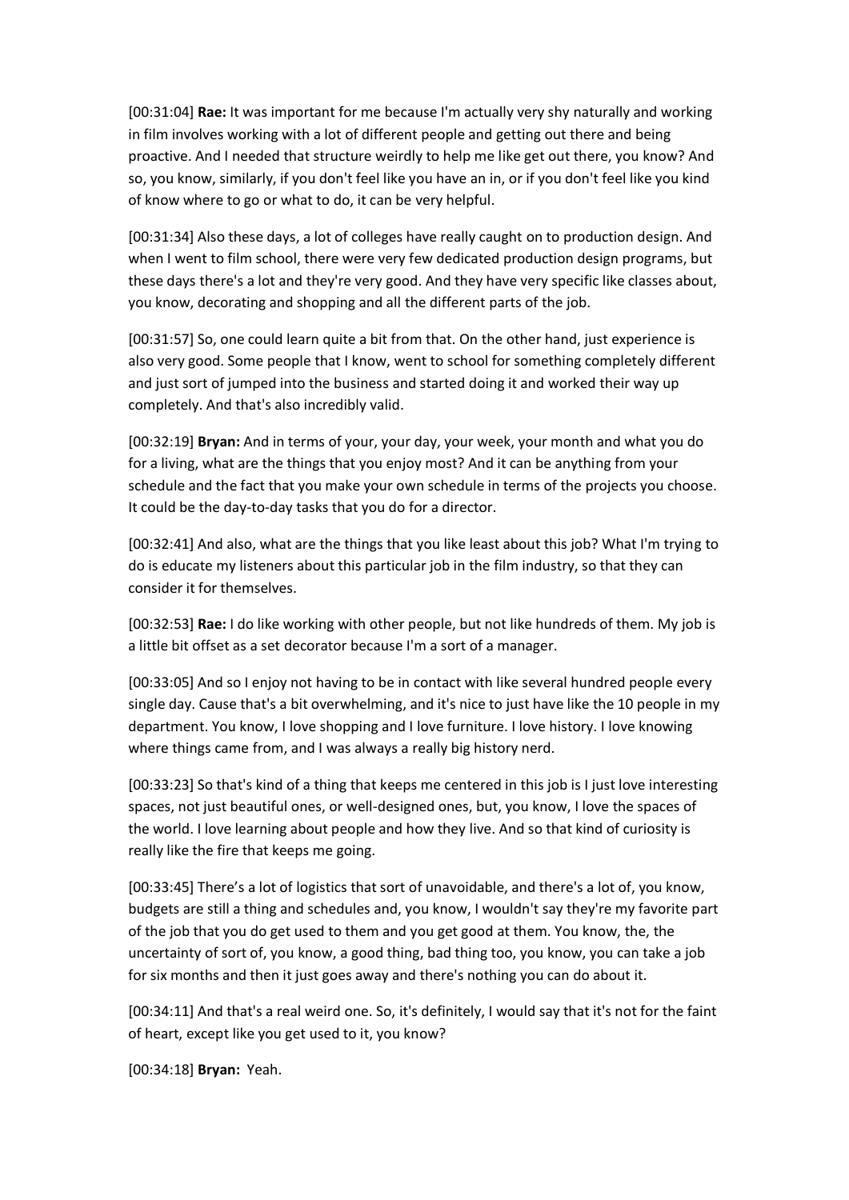[00:31:04] **Rae:** It was important for me because I'm actually very shy naturally and working in film involves working with a lot of different people and getting out there and being proactive. And I needed that structure weirdly to help me like get out there, you know? And so, you know, similarly, if you don't feel like you have an in, or if you don't feel like you kind of know where to go or what to do, it can be very helpful.

[00:31:34] Also these days, a lot of colleges have really caught on to production design. And when I went to film school, there were very few dedicated production design programs, but these days there's a lot and they're very good. And they have very specific like classes about, you know, decorating and shopping and all the different parts of the job.

[00:31:57] So, one could learn quite a bit from that. On the other hand, just experience is also very good. Some people that I know, went to school for something completely different and just sort of jumped into the business and started doing it and worked their way up completely. And that's also incredibly valid.

[00:32:19] **Bryan:** And in terms of your, your day, your week, your month and what you do for a living, what are the things that you enjoy most? And it can be anything from your schedule and the fact that you make your own schedule in terms of the projects you choose. It could be the day-to-day tasks that you do for a director.

[00:32:41] And also, what are the things that you like least about this job? What I'm trying to do is educate my listeners about this particular job in the film industry, so that they can consider it for themselves.

[00:32:53] **Rae:** I do like working with other people, but not like hundreds of them. My job is a little bit offset as a set decorator because I'm a sort of a manager.

[00:33:05] And so I enjoy not having to be in contact with like several hundred people every single day. Cause that's a bit overwhelming, and it's nice to just have like the 10 people in my department. You know, I love shopping and I love furniture. I love history. I love knowing where things came from, and I was always a really big history nerd.

[00:33:23] So that's kind of a thing that keeps me centered in this job is I just love interesting spaces, not just beautiful ones, or well-designed ones, but, you know, I love the spaces of the world. I love learning about people and how they live. And so that kind of curiosity is really like the fire that keeps me going.

[00:33:45] There's a lot of logistics that sort of unavoidable, and there's a lot of, you know, budgets are still a thing and schedules and, you know, I wouldn't say they're my favorite part of the job that you do get used to them and you get good at them. You know, the, the uncertainty of sort of, you know, a good thing, bad thing too, you know, you can take a job for six months and then it just goes away and there's nothing you can do about it.

[00:34:11] And that's a real weird one. So, it's definitely, I would say that it's not for the faint of heart, except like you get used to it, you know?

[00:34:18] **Bryan:** Yeah.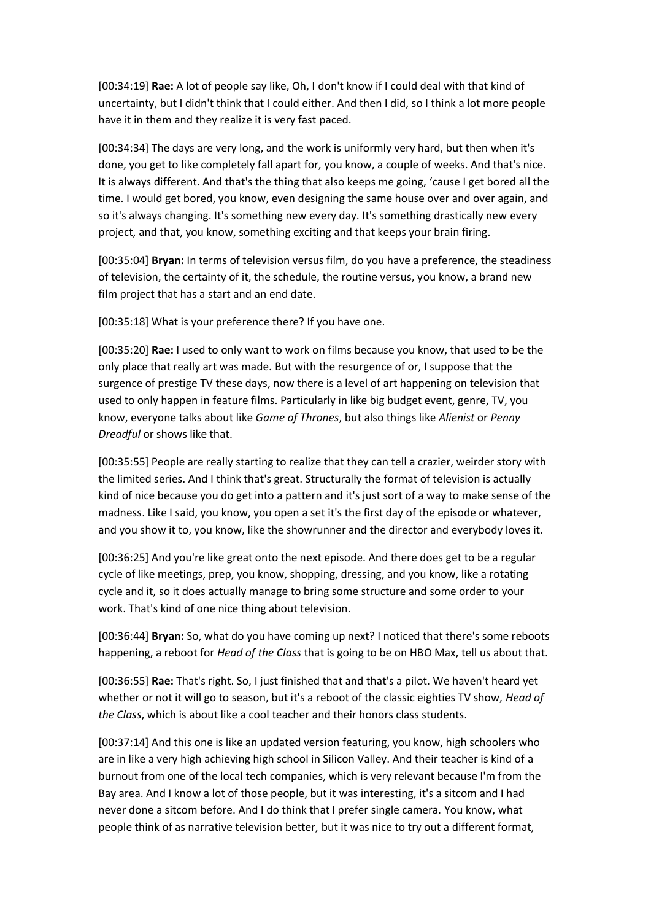[00:34:19] **Rae:** A lot of people say like, Oh, I don't know if I could deal with that kind of uncertainty, but I didn't think that I could either. And then I did, so I think a lot more people have it in them and they realize it is very fast paced.

[00:34:34] The days are very long, and the work is uniformly very hard, but then when it's done, you get to like completely fall apart for, you know, a couple of weeks. And that's nice. It is always different. And that's the thing that also keeps me going, 'cause I get bored all the time. I would get bored, you know, even designing the same house over and over again, and so it's always changing. It's something new every day. It's something drastically new every project, and that, you know, something exciting and that keeps your brain firing.

[00:35:04] **Bryan:** In terms of television versus film, do you have a preference, the steadiness of television, the certainty of it, the schedule, the routine versus, you know, a brand new film project that has a start and an end date.

[00:35:18] What is your preference there? If you have one.

[00:35:20] **Rae:** I used to only want to work on films because you know, that used to be the only place that really art was made. But with the resurgence of or, I suppose that the surgence of prestige TV these days, now there is a level of art happening on television that used to only happen in feature films. Particularly in like big budget event, genre, TV, you know, everyone talks about like *Game of Thrones*, but also things like *Alienist* or *Penny Dreadful* or shows like that.

[00:35:55] People are really starting to realize that they can tell a crazier, weirder story with the limited series. And I think that's great. Structurally the format of television is actually kind of nice because you do get into a pattern and it's just sort of a way to make sense of the madness. Like I said, you know, you open a set it's the first day of the episode or whatever, and you show it to, you know, like the showrunner and the director and everybody loves it.

[00:36:25] And you're like great onto the next episode. And there does get to be a regular cycle of like meetings, prep, you know, shopping, dressing, and you know, like a rotating cycle and it, so it does actually manage to bring some structure and some order to your work. That's kind of one nice thing about television.

[00:36:44] **Bryan:** So, what do you have coming up next? I noticed that there's some reboots happening, a reboot for *Head of the Class* that is going to be on HBO Max, tell us about that.

[00:36:55] **Rae:** That's right. So, I just finished that and that's a pilot. We haven't heard yet whether or not it will go to season, but it's a reboot of the classic eighties TV show, *Head of the Class*, which is about like a cool teacher and their honors class students.

[00:37:14] And this one is like an updated version featuring, you know, high schoolers who are in like a very high achieving high school in Silicon Valley. And their teacher is kind of a burnout from one of the local tech companies, which is very relevant because I'm from the Bay area. And I know a lot of those people, but it was interesting, it's a sitcom and I had never done a sitcom before. And I do think that I prefer single camera. You know, what people think of as narrative television better, but it was nice to try out a different format,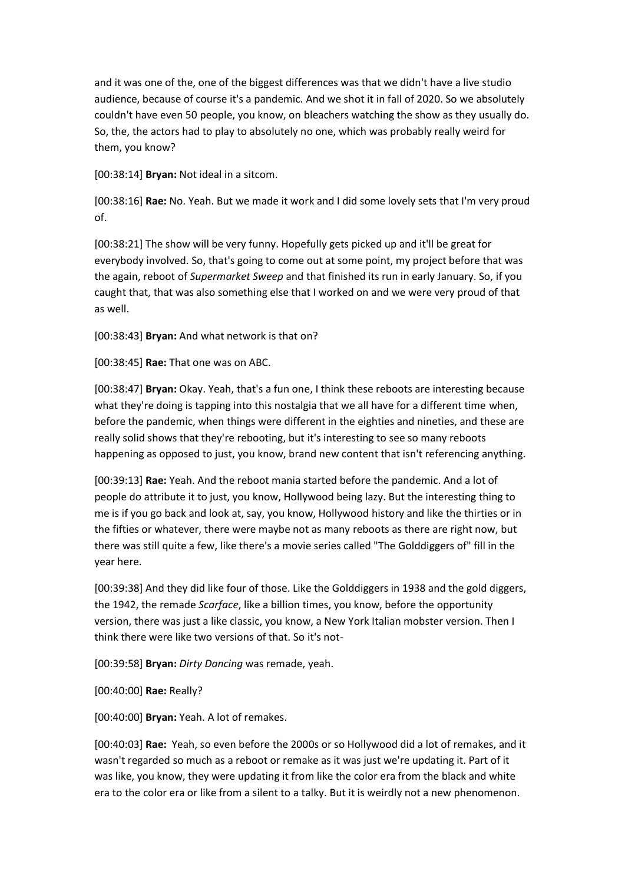and it was one of the, one of the biggest differences was that we didn't have a live studio audience, because of course it's a pandemic. And we shot it in fall of 2020. So we absolutely couldn't have even 50 people, you know, on bleachers watching the show as they usually do. So, the, the actors had to play to absolutely no one, which was probably really weird for them, you know?

[00:38:14] **Bryan:** Not ideal in a sitcom.

[00:38:16] **Rae:** No. Yeah. But we made it work and I did some lovely sets that I'm very proud of.

[00:38:21] The show will be very funny. Hopefully gets picked up and it'll be great for everybody involved. So, that's going to come out at some point, my project before that was the again, reboot of *Supermarket Sweep* and that finished its run in early January. So, if you caught that, that was also something else that I worked on and we were very proud of that as well.

[00:38:43] **Bryan:** And what network is that on?

[00:38:45] **Rae:** That one was on ABC.

[00:38:47] **Bryan:** Okay. Yeah, that's a fun one, I think these reboots are interesting because what they're doing is tapping into this nostalgia that we all have for a different time when, before the pandemic, when things were different in the eighties and nineties, and these are really solid shows that they're rebooting, but it's interesting to see so many reboots happening as opposed to just, you know, brand new content that isn't referencing anything.

[00:39:13] **Rae:** Yeah. And the reboot mania started before the pandemic. And a lot of people do attribute it to just, you know, Hollywood being lazy. But the interesting thing to me is if you go back and look at, say, you know, Hollywood history and like the thirties or in the fifties or whatever, there were maybe not as many reboots as there are right now, but there was still quite a few, like there's a movie series called "The Golddiggers of" fill in the year here.

[00:39:38] And they did like four of those. Like the Golddiggers in 1938 and the gold diggers, the 1942, the remade *Scarface*, like a billion times, you know, before the opportunity version, there was just a like classic, you know, a New York Italian mobster version. Then I think there were like two versions of that. So it's not-

[00:39:58] **Bryan:** *Dirty Dancing* was remade, yeah.

[00:40:00] **Rae:** Really?

[00:40:00] **Bryan:** Yeah. A lot of remakes.

[00:40:03] **Rae:** Yeah, so even before the 2000s or so Hollywood did a lot of remakes, and it wasn't regarded so much as a reboot or remake as it was just we're updating it. Part of it was like, you know, they were updating it from like the color era from the black and white era to the color era or like from a silent to a talky. But it is weirdly not a new phenomenon.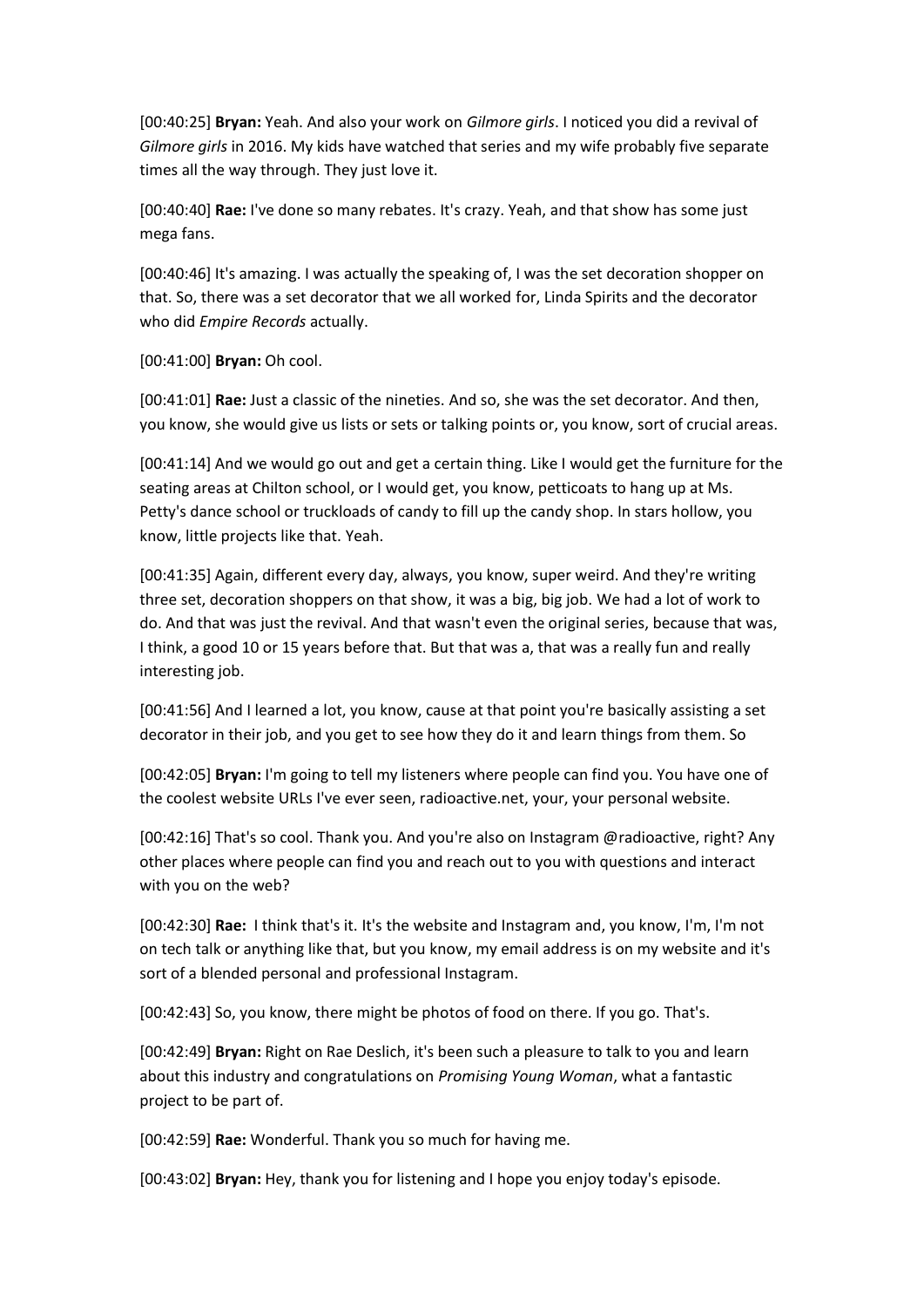[00:40:25] **Bryan:** Yeah. And also your work on *Gilmore girls*. I noticed you did a revival of *Gilmore girls* in 2016. My kids have watched that series and my wife probably five separate times all the way through. They just love it.

[00:40:40] **Rae:** I've done so many rebates. It's crazy. Yeah, and that show has some just mega fans.

[00:40:46] It's amazing. I was actually the speaking of, I was the set decoration shopper on that. So, there was a set decorator that we all worked for, Linda Spirits and the decorator who did *Empire Records* actually.

[00:41:00] **Bryan:** Oh cool.

[00:41:01] **Rae:** Just a classic of the nineties. And so, she was the set decorator. And then, you know, she would give us lists or sets or talking points or, you know, sort of crucial areas.

[00:41:14] And we would go out and get a certain thing. Like I would get the furniture for the seating areas at Chilton school, or I would get, you know, petticoats to hang up at Ms. Petty's dance school or truckloads of candy to fill up the candy shop. In stars hollow, you know, little projects like that. Yeah.

[00:41:35] Again, different every day, always, you know, super weird. And they're writing three set, decoration shoppers on that show, it was a big, big job. We had a lot of work to do. And that was just the revival. And that wasn't even the original series, because that was, I think, a good 10 or 15 years before that. But that was a, that was a really fun and really interesting job.

[00:41:56] And I learned a lot, you know, cause at that point you're basically assisting a set decorator in their job, and you get to see how they do it and learn things from them. So

[00:42:05] **Bryan:** I'm going to tell my listeners where people can find you. You have one of the coolest website URLs I've ever seen, radioactive.net, your, your personal website.

[00:42:16] That's so cool. Thank you. And you're also on Instagram @radioactive, right? Any other places where people can find you and reach out to you with questions and interact with you on the web?

[00:42:30] **Rae:** I think that's it. It's the website and Instagram and, you know, I'm, I'm not on tech talk or anything like that, but you know, my email address is on my website and it's sort of a blended personal and professional Instagram.

[00:42:43] So, you know, there might be photos of food on there. If you go. That's.

[00:42:49] **Bryan:** Right on Rae Deslich, it's been such a pleasure to talk to you and learn about this industry and congratulations on *Promising Young Woman*, what a fantastic project to be part of.

[00:42:59] **Rae:** Wonderful. Thank you so much for having me.

[00:43:02] **Bryan:** Hey, thank you for listening and I hope you enjoy today's episode.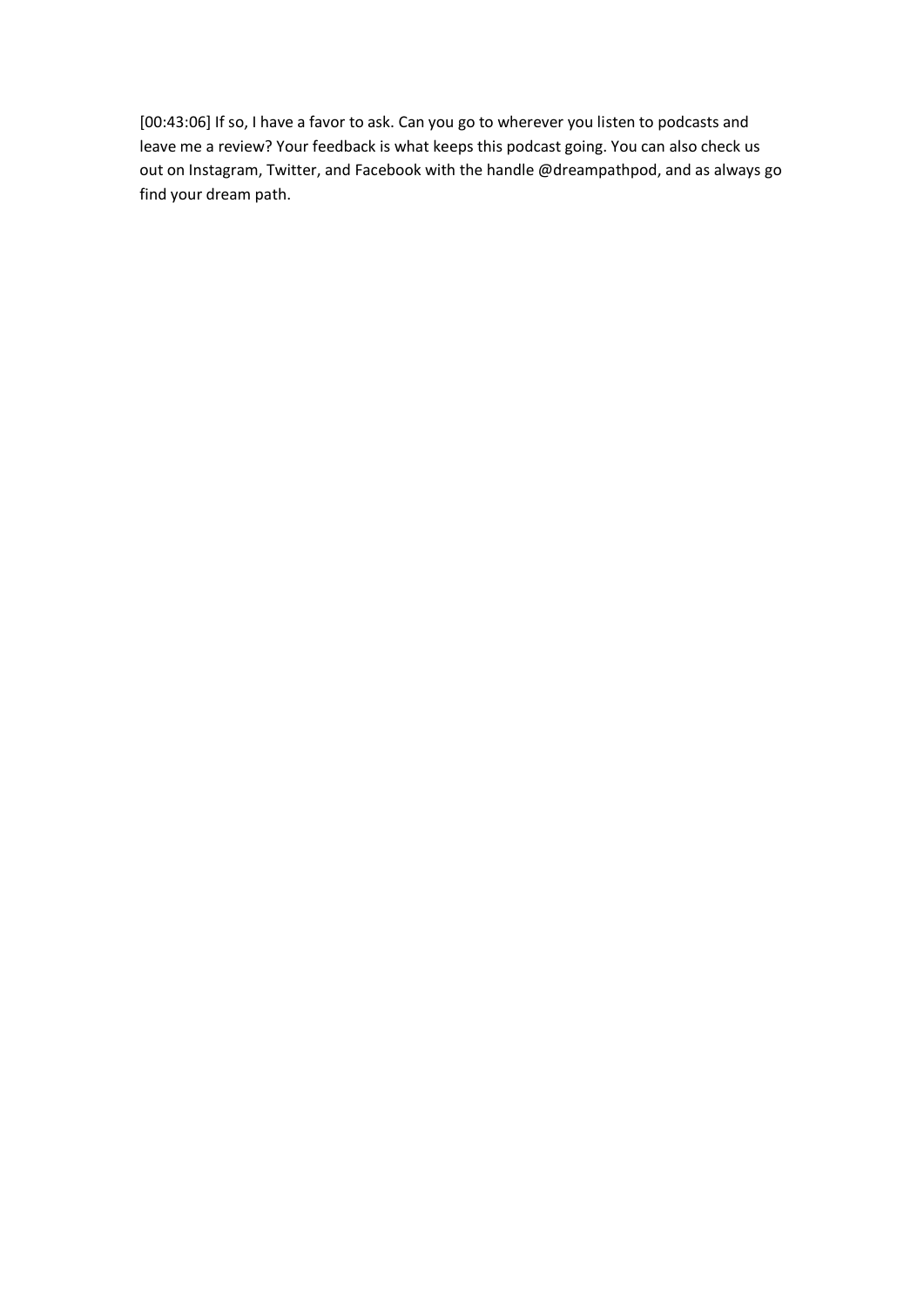[00:43:06] If so, I have a favor to ask. Can you go to wherever you listen to podcasts and leave me a review? Your feedback is what keeps this podcast going. You can also check us out on Instagram, Twitter, and Facebook with the handle @dreampathpod, and as always go find your dream path.